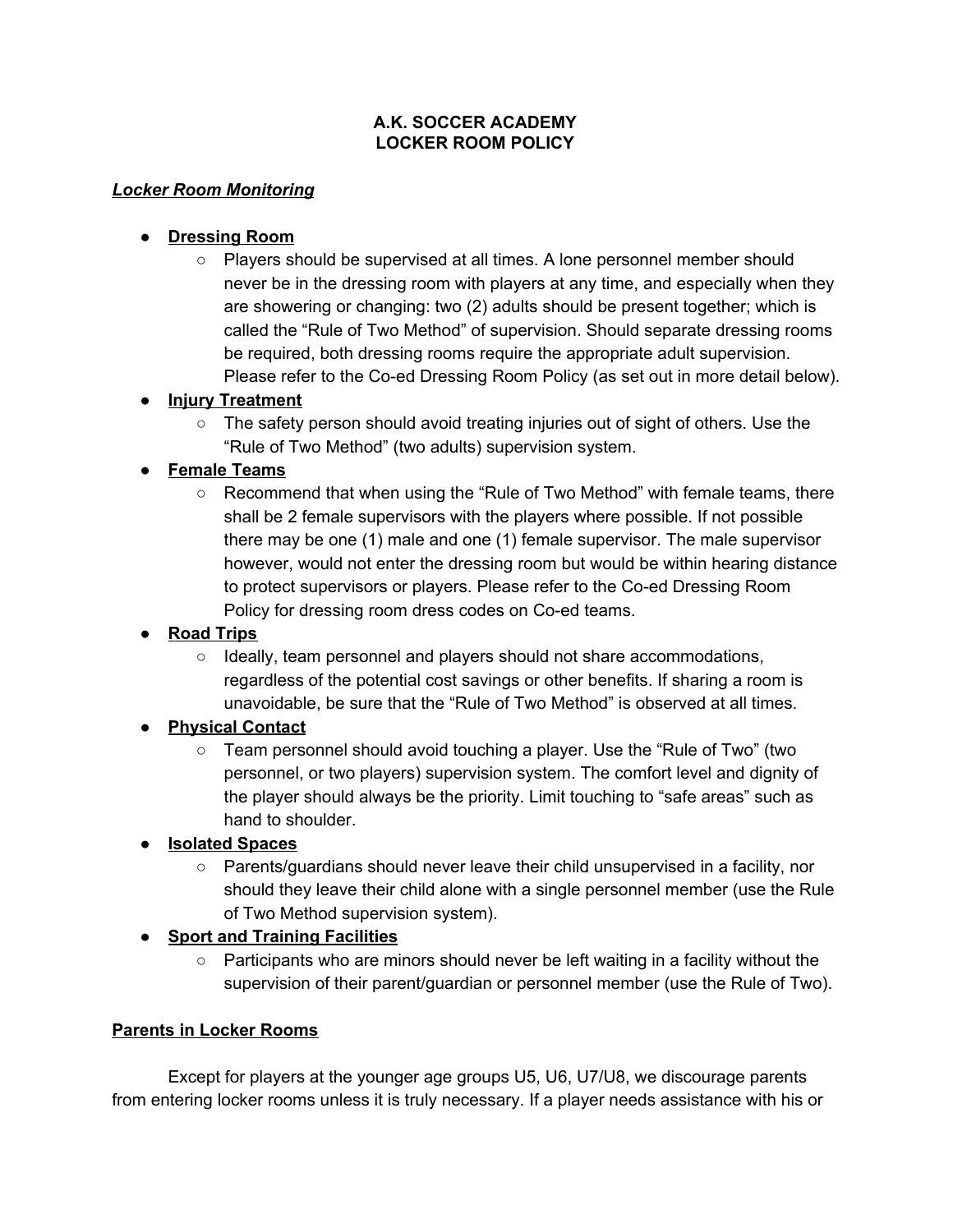# A.K. SOCCER ACADEMY
# LOCKER ROOM POLICY

## ***Locker Room Monitoring***

- **Dressing Room**
  - Players should be supervised at all times. A lone personnel member should never be in the dressing room with players at any time, and especially when they are showering or changing: two (2) adults should be present together; which is called the "Rule of Two Method" of supervision. Should separate dressing rooms be required, both dressing rooms require the appropriate adult supervision. Please refer to the Co-ed Dressing Room Policy (as set out in more detail below).
- **Injury Treatment**
  - The safety person should avoid treating injuries out of sight of others. Use the "Rule of Two Method" (two adults) supervision system.
- **Female Teams**
  - Recommend that when using the "Rule of Two Method" with female teams, there shall be 2 female supervisors with the players where possible. If not possible there may be one (1) male and one (1) female supervisor. The male supervisor however, would not enter the dressing room but would be within hearing distance to protect supervisors or players. Please refer to the Co-ed Dressing Room Policy for dressing room dress codes on Co-ed teams.
- **Road Trips**
  - Ideally, team personnel and players should not share accommodations, regardless of the potential cost savings or other benefits. If sharing a room is unavoidable, be sure that the "Rule of Two Method" is observed at all times.
- **Physical Contact**
  - Team personnel should avoid touching a player. Use the "Rule of Two" (two personnel, or two players) supervision system. The comfort level and dignity of the player should always be the priority. Limit touching to "safe areas" such as hand to shoulder.
- **Isolated Spaces**
  - Parents/guardians should never leave their child unsupervised in a facility, nor should they leave their child alone with a single personnel member (use the Rule of Two Method supervision system).
- **Sport and Training Facilities**
  - Participants who are minors should never be left waiting in a facility without the supervision of their parent/guardian or personnel member (use the Rule of Two).

## Parents in Locker Rooms

Except for players at the younger age groups U5, U6, U7/U8, we discourage parents from entering locker rooms unless it is truly necessary. If a player needs assistance with his or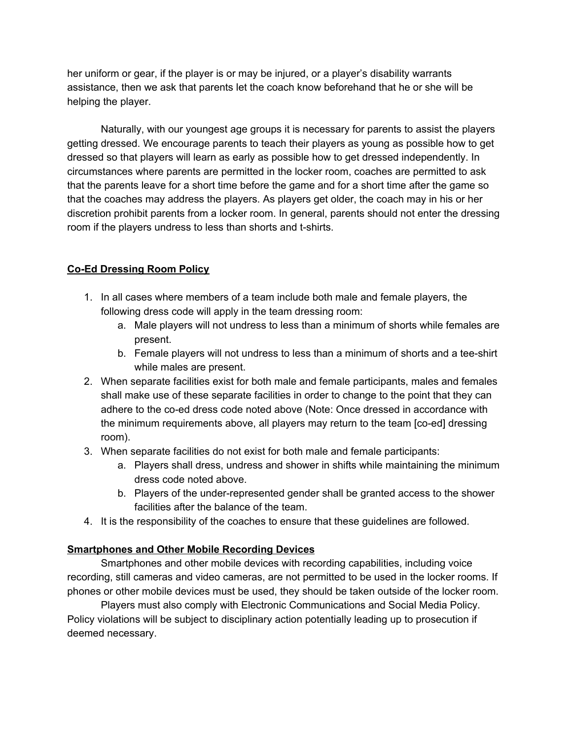her uniform or gear, if the player is or may be injured, or a player's disability warrants assistance, then we ask that parents let the coach know beforehand that he or she will be helping the player.

Naturally, with our youngest age groups it is necessary for parents to assist the players getting dressed. We encourage parents to teach their players as young as possible how to get dressed so that players will learn as early as possible how to get dressed independently. In circumstances where parents are permitted in the locker room, coaches are permitted to ask that the parents leave for a short time before the game and for a short time after the game so that the coaches may address the players. As players get older, the coach may in his or her discretion prohibit parents from a locker room. In general, parents should not enter the dressing room if the players undress to less than shorts and t-shirts.

## Co-Ed Dressing Room Policy

1. In all cases where members of a team include both male and female players, the following dress code will apply in the team dressing room:
   a. Male players will not undress to less than a minimum of shorts while females are present.
   b. Female players will not undress to less than a minimum of shorts and a tee-shirt while males are present.
2. When separate facilities exist for both male and female participants, males and females shall make use of these separate facilities in order to change to the point that they can adhere to the co-ed dress code noted above (Note: Once dressed in accordance with the minimum requirements above, all players may return to the team [co-ed] dressing room).
3. When separate facilities do not exist for both male and female participants:
   a. Players shall dress, undress and shower in shifts while maintaining the minimum dress code noted above.
   b. Players of the under-represented gender shall be granted access to the shower facilities after the balance of the team.
4. It is the responsibility of the coaches to ensure that these guidelines are followed.

## Smartphones and Other Mobile Recording Devices

Smartphones and other mobile devices with recording capabilities, including voice recording, still cameras and video cameras, are not permitted to be used in the locker rooms. If phones or other mobile devices must be used, they should be taken outside of the locker room.

Players must also comply with Electronic Communications and Social Media Policy. Policy violations will be subject to disciplinary action potentially leading up to prosecution if deemed necessary.